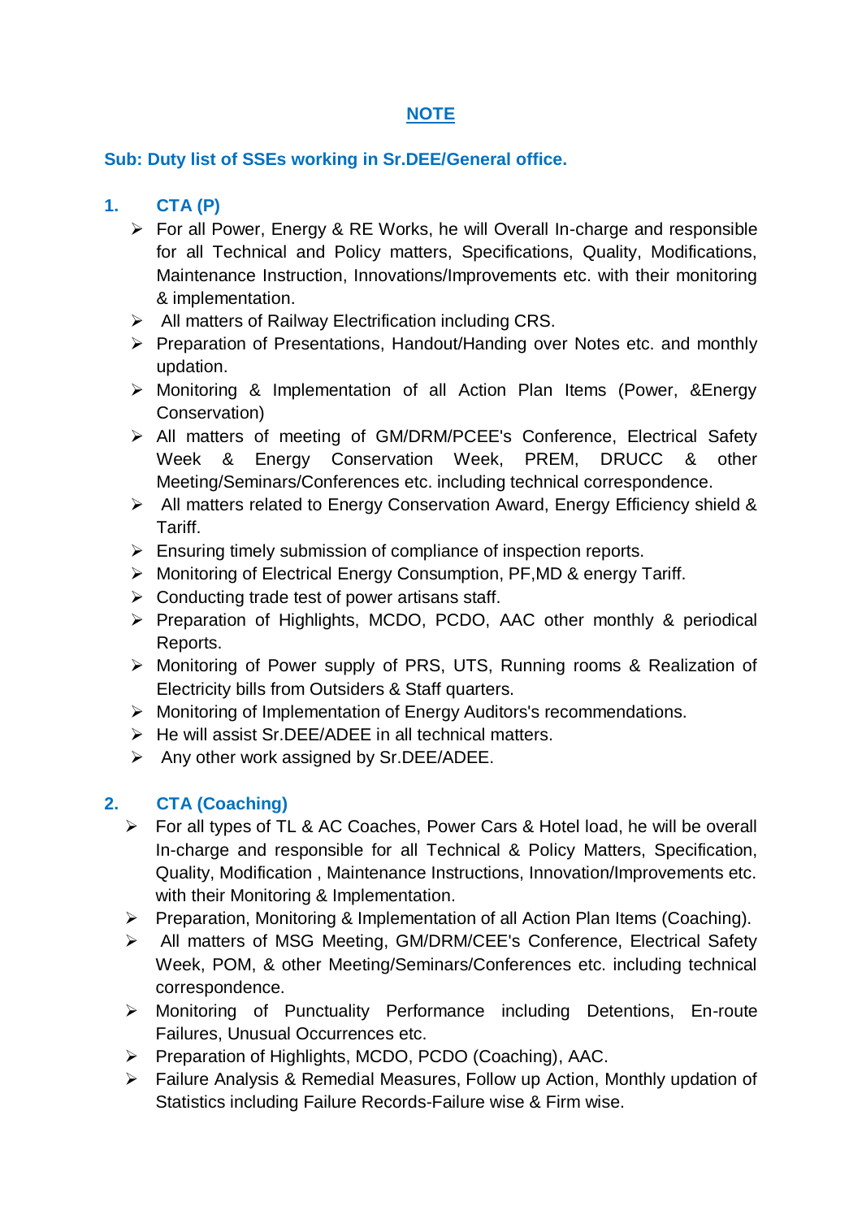# NOTE

**Sub: Duty list of SSEs working in Sr.DEE/General office.**

## 1. CTA (P)

- For all Power, Energy & RE Works, he will Overall In-charge and responsible for all Technical and Policy matters, Specifications, Quality, Modifications, Maintenance Instruction, Innovations/Improvements etc. with their monitoring & implementation.
- All matters of Railway Electrification including CRS.
- Preparation of Presentations, Handout/Handing over Notes etc. and monthly updation.
- Monitoring & Implementation of all Action Plan Items (Power, &Energy Conservation)
- All matters of meeting of GM/DRM/PCEE's Conference, Electrical Safety Week & Energy Conservation Week, PREM, DRUCC & other Meeting/Seminars/Conferences etc. including technical correspondence.
- All matters related to Energy Conservation Award, Energy Efficiency shield & Tariff.
- Ensuring timely submission of compliance of inspection reports.
- Monitoring of Electrical Energy Consumption, PF,MD & energy Tariff.
- Conducting trade test of power artisans staff.
- Preparation of Highlights, MCDO, PCDO, AAC other monthly & periodical Reports.
- Monitoring of Power supply of PRS, UTS, Running rooms & Realization of Electricity bills from Outsiders & Staff quarters.
- Monitoring of Implementation of Energy Auditors's recommendations.
- He will assist Sr.DEE/ADEE in all technical matters.
- Any other work assigned by Sr.DEE/ADEE.

## 2. CTA (Coaching)

- For all types of TL & AC Coaches, Power Cars & Hotel load, he will be overall In-charge and responsible for all Technical & Policy Matters, Specification, Quality, Modification , Maintenance Instructions, Innovation/Improvements etc. with their Monitoring & Implementation.
- Preparation, Monitoring & Implementation of all Action Plan Items (Coaching).
- All matters of MSG Meeting, GM/DRM/CEE's Conference, Electrical Safety Week, POM, & other Meeting/Seminars/Conferences etc. including technical correspondence.
- Monitoring of Punctuality Performance including Detentions, En-route Failures, Unusual Occurrences etc.
- Preparation of Highlights, MCDO, PCDO (Coaching), AAC.
- Failure Analysis & Remedial Measures, Follow up Action, Monthly updation of Statistics including Failure Records-Failure wise & Firm wise.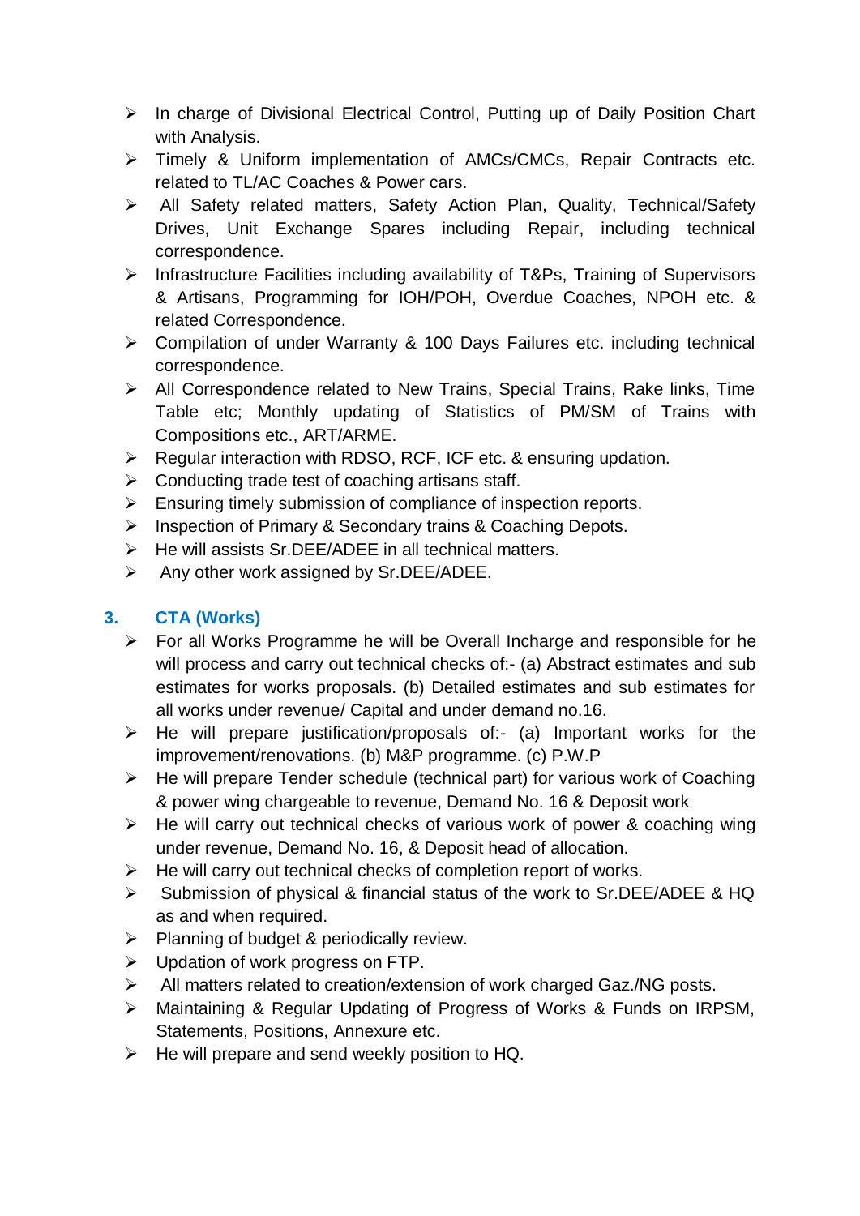- In charge of Divisional Electrical Control, Putting up of Daily Position Chart with Analysis.
- Timely & Uniform implementation of AMCs/CMCs, Repair Contracts etc. related to TL/AC Coaches & Power cars.
- All Safety related matters, Safety Action Plan, Quality, Technical/Safety Drives, Unit Exchange Spares including Repair, including technical correspondence.
- Infrastructure Facilities including availability of T&Ps, Training of Supervisors & Artisans, Programming for IOH/POH, Overdue Coaches, NPOH etc. & related Correspondence.
- Compilation of under Warranty & 100 Days Failures etc. including technical correspondence.
- All Correspondence related to New Trains, Special Trains, Rake links, Time Table etc; Monthly updating of Statistics of PM/SM of Trains with Compositions etc., ART/ARME.
- Regular interaction with RDSO, RCF, ICF etc. & ensuring updation.
- Conducting trade test of coaching artisans staff.
- Ensuring timely submission of compliance of inspection reports.
- Inspection of Primary & Secondary trains & Coaching Depots.
- He will assists Sr.DEE/ADEE in all technical matters.
- Any other work assigned by Sr.DEE/ADEE.

### 3. CTA (Works)

- For all Works Programme he will be Overall Incharge and responsible for he will process and carry out technical checks of:- (a) Abstract estimates and sub estimates for works proposals. (b) Detailed estimates and sub estimates for all works under revenue/ Capital and under demand no.16.
- He will prepare justification/proposals of:- (a) Important works for the improvement/renovations. (b) M&P programme. (c) P.W.P
- He will prepare Tender schedule (technical part) for various work of Coaching & power wing chargeable to revenue, Demand No. 16 & Deposit work
- He will carry out technical checks of various work of power & coaching wing under revenue, Demand No. 16, & Deposit head of allocation.
- He will carry out technical checks of completion report of works.
- Submission of physical & financial status of the work to Sr.DEE/ADEE & HQ as and when required.
- Planning of budget & periodically review.
- Updation of work progress on FTP.
- All matters related to creation/extension of work charged Gaz./NG posts.
- Maintaining & Regular Updating of Progress of Works & Funds on IRPSM, Statements, Positions, Annexure etc.
- He will prepare and send weekly position to HQ.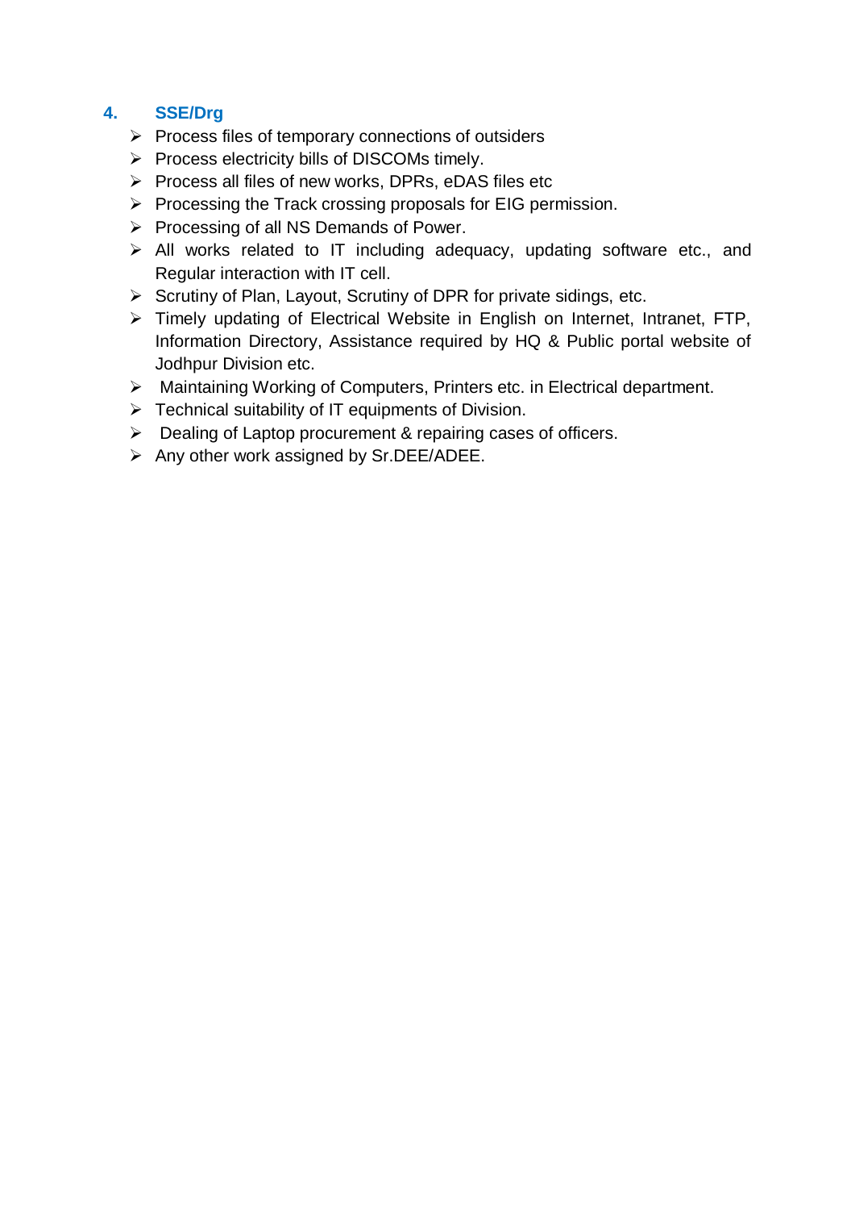### 4. SSE/Drg

- Process files of temporary connections of outsiders
- Process electricity bills of DISCOMs timely.
- Process all files of new works, DPRs, eDAS files etc
- Processing the Track crossing proposals for EIG permission.
- Processing of all NS Demands of Power.
- All works related to IT including adequacy, updating software etc., and Regular interaction with IT cell.
- Scrutiny of Plan, Layout, Scrutiny of DPR for private sidings, etc.
- Timely updating of Electrical Website in English on Internet, Intranet, FTP, Information Directory, Assistance required by HQ & Public portal website of Jodhpur Division etc.
- Maintaining Working of Computers, Printers etc. in Electrical department.
- Technical suitability of IT equipments of Division.
- Dealing of Laptop procurement & repairing cases of officers.
- Any other work assigned by Sr.DEE/ADEE.